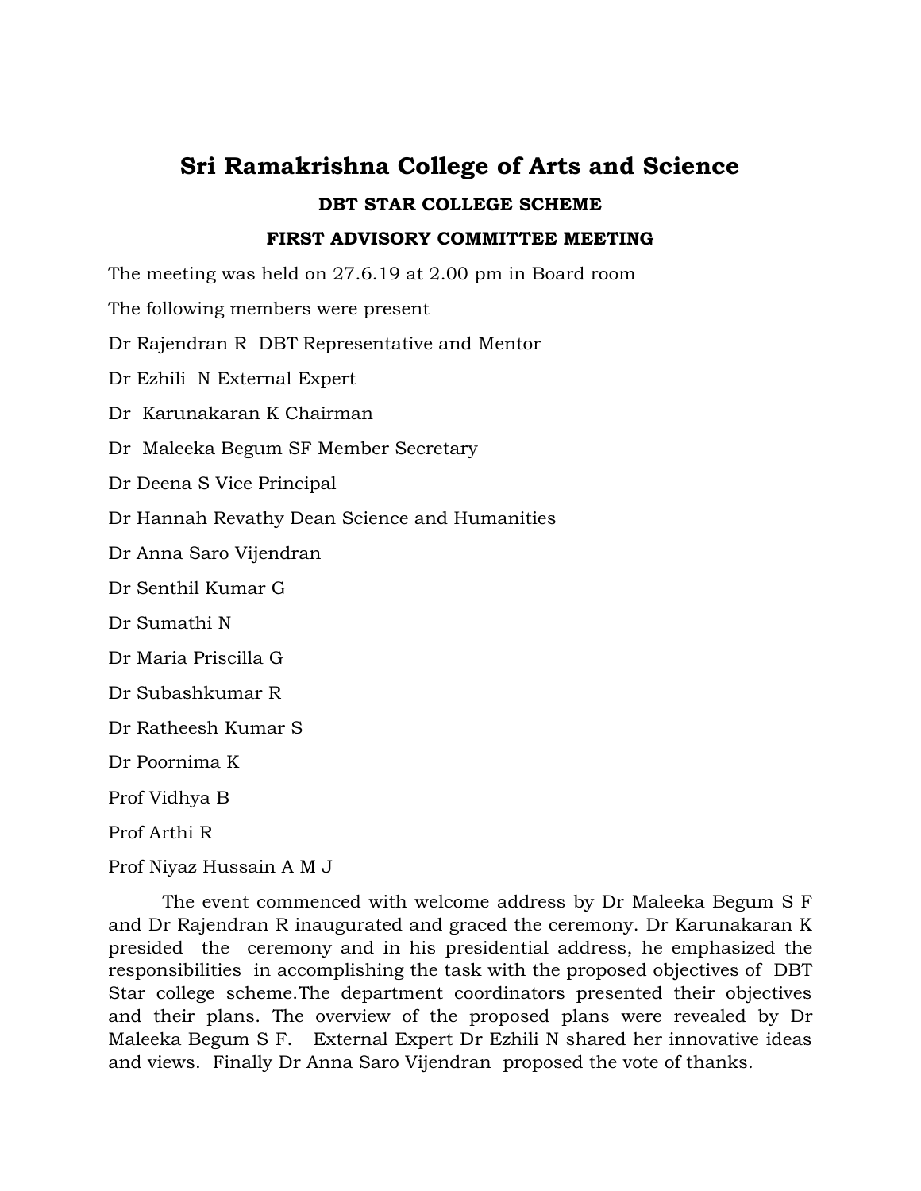# Sri Ramakrishna College of Arts and Science

### DBT STAR COLLEGE SCHEME

### FIRST ADVISORY COMMITTEE MEETING

The meeting was held on 27.6.19 at 2.00 pm in Board room

The following members were present

Dr Rajendran R DBT Representative and Mentor

Dr Ezhili N External Expert

Dr Karunakaran K Chairman

Dr Maleeka Begum SF Member Secretary

Dr Deena S Vice Principal

Dr Hannah Revathy Dean Science and Humanities

Dr Anna Saro Vijendran

Dr Senthil Kumar G

Dr Sumathi N

Dr Maria Priscilla G

Dr Subashkumar R

Dr Ratheesh Kumar S

Dr Poornima K

Prof Vidhya B

Prof Arthi R

Prof Niyaz Hussain A M J

The event commenced with welcome address by Dr Maleeka Begum S F and Dr Rajendran R inaugurated and graced the ceremony. Dr Karunakaran K presided the ceremony and in his presidential address, he emphasized the responsibilities in accomplishing the task with the proposed objectives of DBT Star college scheme.The department coordinators presented their objectives and their plans. The overview of the proposed plans were revealed by Dr Maleeka Begum S F. External Expert Dr Ezhili N shared her innovative ideas and views. Finally Dr Anna Saro Vijendran proposed the vote of thanks.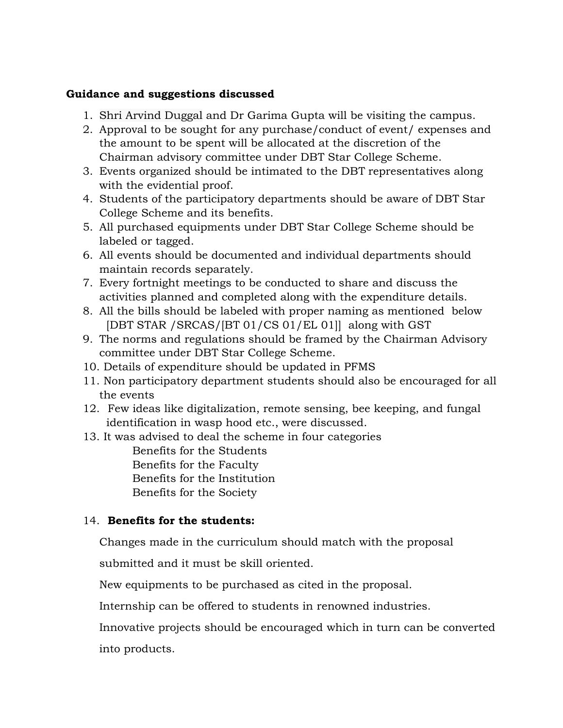**Guidance and suggestions discussed**

1. Shri Arvind Duggal and Dr Garima Gupta will be visiting the campus.
2. Approval to be sought for any purchase/conduct of event/ expenses and the amount to be spent will be allocated at the discretion of the Chairman advisory committee under DBT Star College Scheme.
3. Events organized should be intimated to the DBT representatives along with the evidential proof.
4. Students of the participatory departments should be aware of DBT Star College Scheme and its benefits.
5. All purchased equipments under DBT Star College Scheme should be labeled or tagged.
6. All events should be documented and individual departments should maintain records separately.
7. Every fortnight meetings to be conducted to share and discuss the activities planned and completed along with the expenditure details.
8. All the bills should be labeled with proper naming as mentioned below [DBT STAR /SRCAS/[BT 01/CS 01/EL 01]] along with GST
9. The norms and regulations should be framed by the Chairman Advisory committee under DBT Star College Scheme.
10. Details of expenditure should be updated in PFMS
11. Non participatory department students should also be encouraged for all the events
12. Few ideas like digitalization, remote sensing, bee keeping, and fungal identification in wasp hood etc., were discussed.
13. It was advised to deal the scheme in four categories
    - Benefits for the Students
    - Benefits for the Faculty
    - Benefits for the Institution
    - Benefits for the Society
14. **Benefits for the students:**

    Changes made in the curriculum should match with the proposal submitted and it must be skill oriented.

    New equipments to be purchased as cited in the proposal.

    Internship can be offered to students in renowned industries.

    Innovative projects should be encouraged which in turn can be converted into products.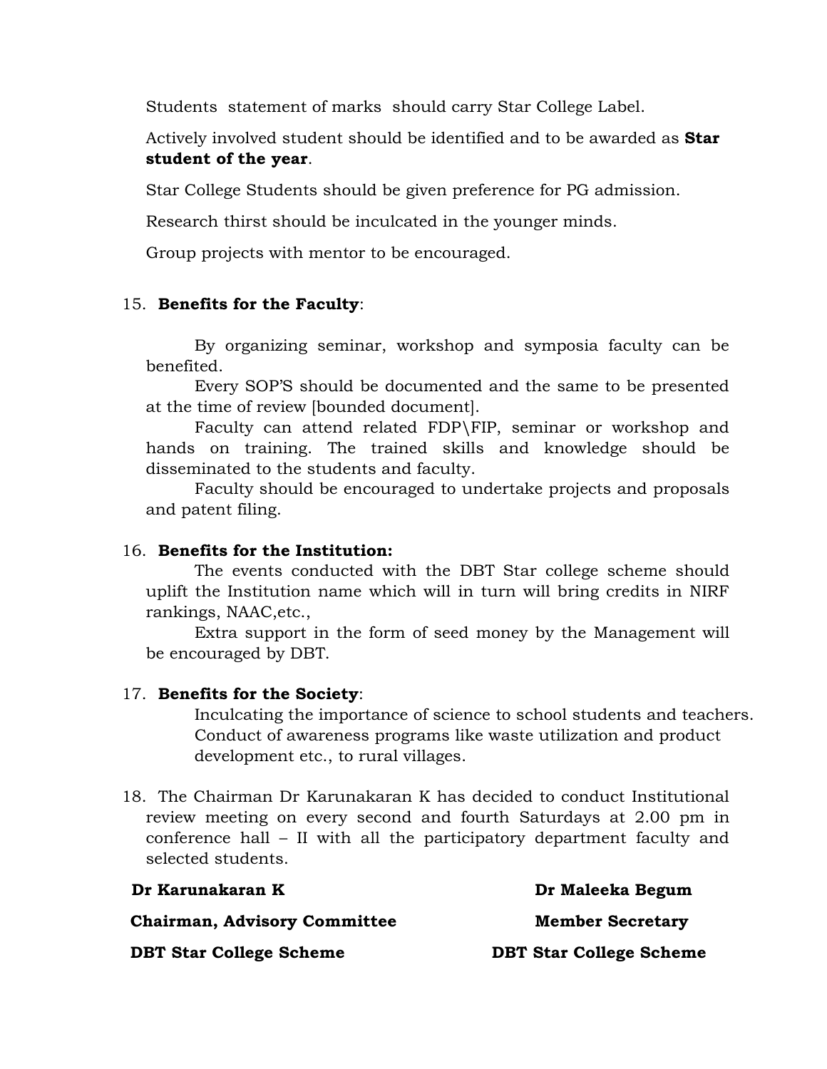Students statement of marks should carry Star College Label.

Actively involved student should be identified and to be awarded as **Star student of the year**.

Star College Students should be given preference for PG admission.

Research thirst should be inculcated in the younger minds.

Group projects with mentor to be encouraged.

15. **Benefits for the Faculty**:

    By organizing seminar, workshop and symposia faculty can be benefited.

    Every SOP'S should be documented and the same to be presented at the time of review [bounded document].

    Faculty can attend related FDP\FIP, seminar or workshop and hands on training. The trained skills and knowledge should be disseminated to the students and faculty.

    Faculty should be encouraged to undertake projects and proposals and patent filing.

16. **Benefits for the Institution:**

    The events conducted with the DBT Star college scheme should uplift the Institution name which will in turn will bring credits in NIRF rankings, NAAC,etc.,

    Extra support in the form of seed money by the Management will be encouraged by DBT.

17. **Benefits for the Society**:

    Inculcating the importance of science to school students and teachers.
    Conduct of awareness programs like waste utilization and product development etc., to rural villages.

18. The Chairman Dr Karunakaran K has decided to conduct Institutional review meeting on every second and fourth Saturdays at 2.00 pm in conference hall – II with all the participatory department faculty and selected students.

**Dr Karunakaran K**
**Chairman, Advisory Committee**
**DBT Star College Scheme**

**Dr Maleeka Begum**
**Member Secretary**
**DBT Star College Scheme**